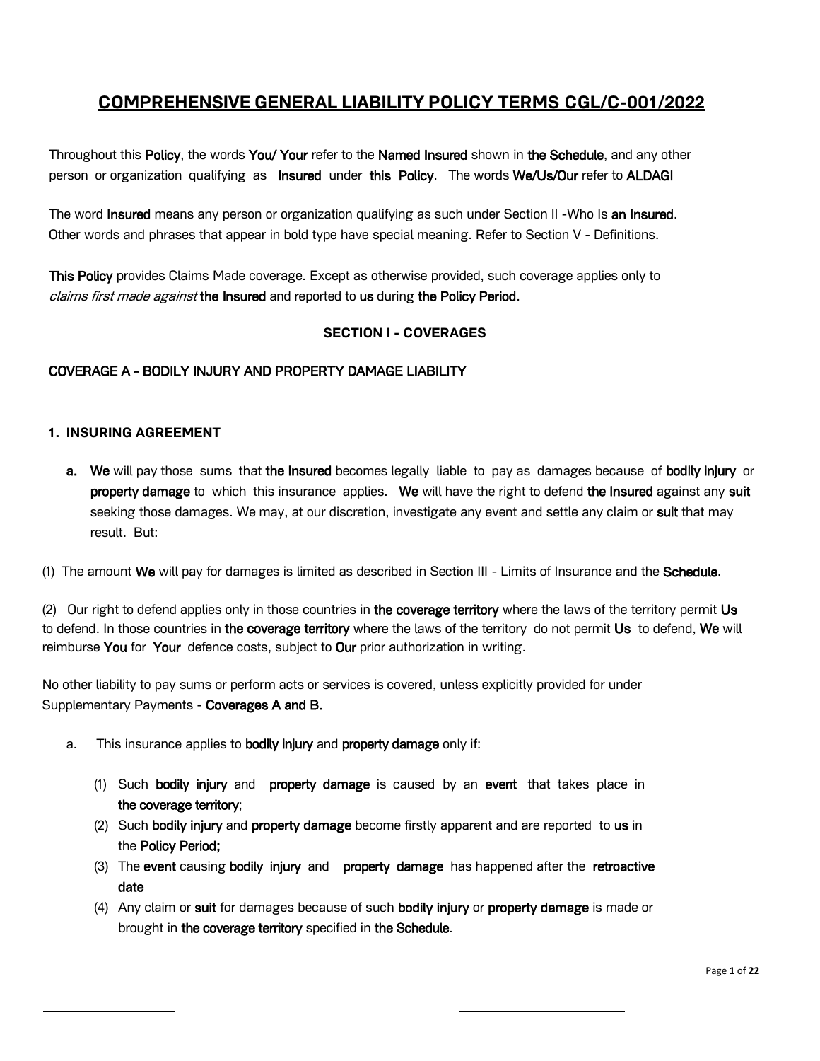# COMPREHENSIVE GENERAL LIABILITY POLICY TERMS CGL/C-001/2022

Throughout this **Policy**, the words **You/ Your** refer to the **Named Insured** shown in **the Schedule**, and any other person or organization qualifying as **Insured** under **this Policy**. The words **We/Us/Our** refer to **ALDAGI**

The word **Insured** means any person or organization qualifying as such under Section II -Who Is **an Insured**. Other words and phrases that appear in bold type have special meaning. Refer to Section V - Definitions.

**This Policy** provides Claims Made coverage. Except as otherwise provided, such coverage applies only to *claims first made against* **the Insured** and reported to **us** during **the Policy Period**.

## SECTION I - COVERAGES

### COVERAGE A - BODILY INJURY AND PROPERTY DAMAGE LIABILITY

#### 1. INSURING AGREEMENT

**a.** **We** will pay those sums that **the Insured** becomes legally liable to pay as damages because of **bodily injury** or **property damage** to which this insurance applies. **We** will have the right to defend **the Insured** against any **suit** seeking those damages. We may, at our discretion, investigate any event and settle any claim or **suit** that may result. But:

(1) The amount **We** will pay for damages is limited as described in Section III - Limits of Insurance and the **Schedule**.

(2) Our right to defend applies only in those countries in **the coverage territory** where the laws of the territory permit **Us** to defend. In those countries in **the coverage territory** where the laws of the territory do not permit **Us** to defend, **We** will reimburse **You** for **Your** defence costs, subject to **Our** prior authorization in writing.

No other liability to pay sums or perform acts or services is covered, unless explicitly provided for under Supplementary Payments - **Coverages A and B.**

a. This insurance applies to **bodily injury** and **property damage** only if:

(1) Such **bodily injury** and **property damage** is caused by an **event** that takes place in **the coverage territory**;

(2) Such **bodily injury** and **property damage** become firstly apparent and are reported to **us** in the **Policy Period;**

(3) The **event** causing **bodily injury** and **property damage** has happened after the **retroactive date**

(4) Any claim or **suit** for damages because of such **bodily injury** or **property damage** is made or brought in **the coverage territory** specified in **the Schedule**.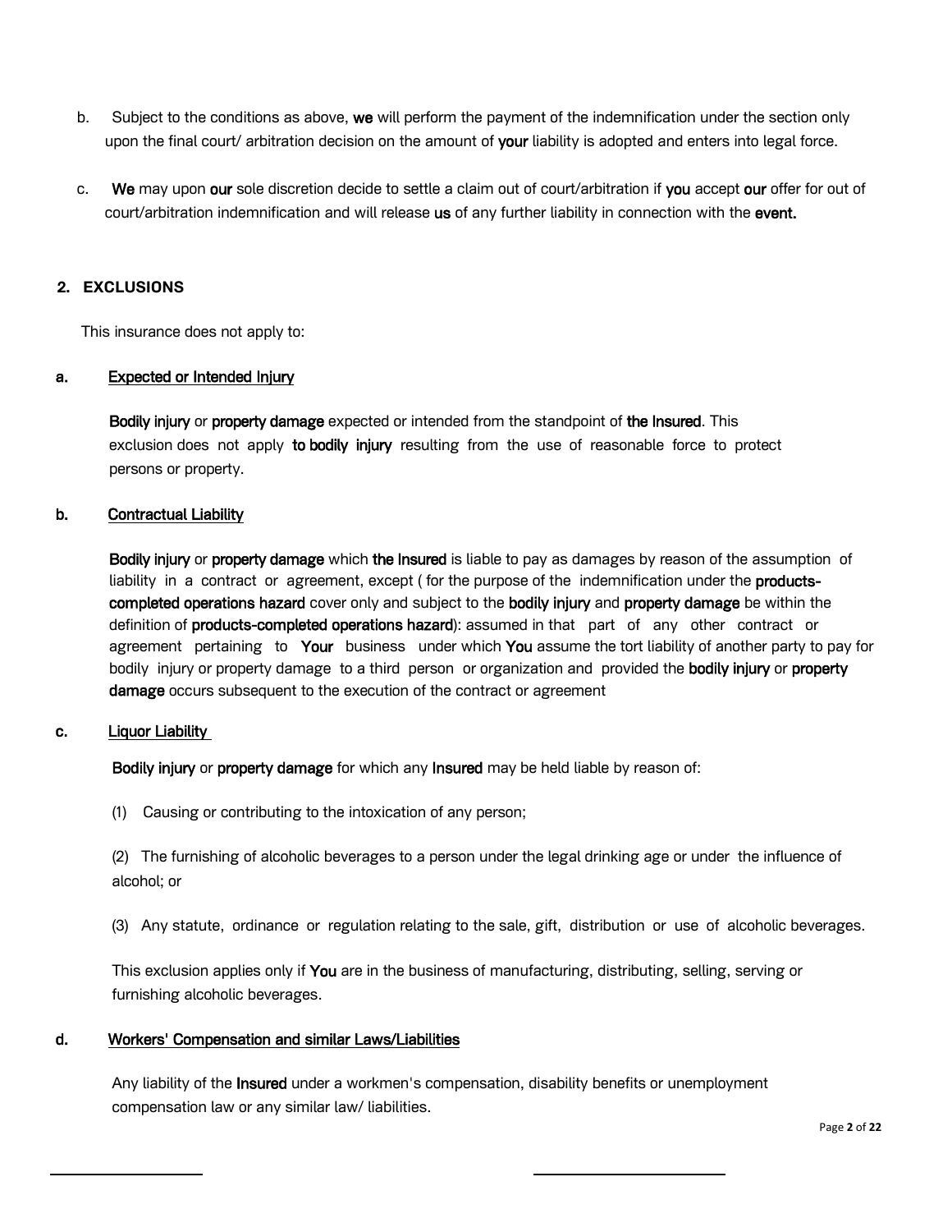b. Subject to the conditions as above, **we** will perform the payment of the indemnification under the section only upon the final court/ arbitration decision on the amount of **your** liability is adopted and enters into legal force.

c. **We** may upon **our** sole discretion decide to settle a claim out of court/arbitration if **you** accept **our** offer for out of court/arbitration indemnification and will release **us** of any further liability in connection with the **event.**

## 2. EXCLUSIONS

This insurance does not apply to:

**a.** <u>Expected or Intended Injury</u>

**Bodily injury** or **property damage** expected or intended from the standpoint of **the Insured**. This exclusion does not apply **to bodily injury** resulting from the use of reasonable force to protect persons or property.

**b.** <u>Contractual Liability</u>

**Bodily injury** or **property damage** which **the Insured** is liable to pay as damages by reason of the assumption of liability in a contract or agreement, except ( for the purpose of the indemnification under the **products-completed operations hazard** cover only and subject to the **bodily injury** and **property damage** be within the definition of **products-completed operations hazard**): assumed in that part of any other contract or agreement pertaining to **Your** business under which **You** assume the tort liability of another party to pay for bodily injury or property damage to a third person or organization and provided the **bodily injury** or **property damage** occurs subsequent to the execution of the contract or agreement

**c.** <u>Liquor Liability</u>

**Bodily injury** or **property damage** for which any **Insured** may be held liable by reason of:

(1) Causing or contributing to the intoxication of any person;

(2) The furnishing of alcoholic beverages to a person under the legal drinking age or under the influence of alcohol; or

(3) Any statute, ordinance or regulation relating to the sale, gift, distribution or use of alcoholic beverages.

This exclusion applies only if **You** are in the business of manufacturing, distributing, selling, serving or furnishing alcoholic beverages.

**d.** <u>Workers' Compensation and similar Laws/Liabilities</u>

Any liability of the **Insured** under a workmen's compensation, disability benefits or unemployment compensation law or any similar law/ liabilities.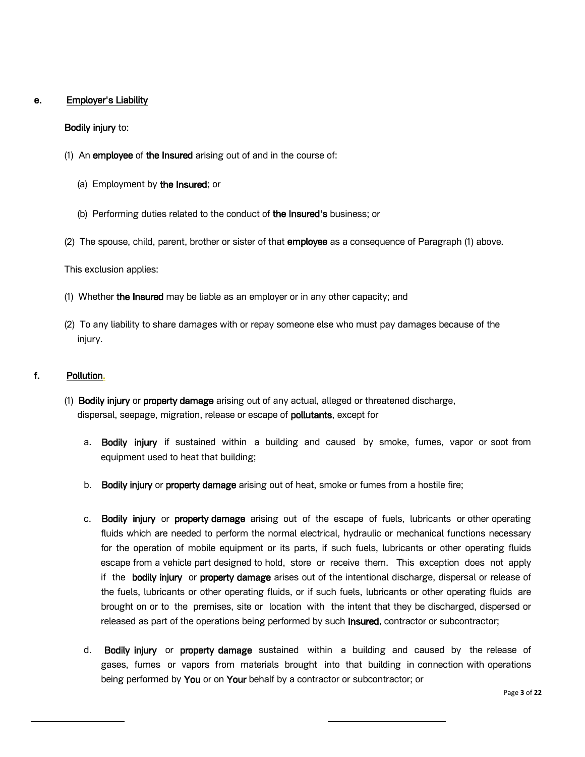**e.** <u>Employer's Liability</u>

**Bodily injury** to:

(1) An **employee** of **the Insured** arising out of and in the course of:

(a) Employment by **the Insured**; or

(b) Performing duties related to the conduct of **the Insured's** business; or

(2) The spouse, child, parent, brother or sister of that **employee** as a consequence of Paragraph (1) above.

This exclusion applies:

(1) Whether **the Insured** may be liable as an employer or in any other capacity; and

(2) To any liability to share damages with or repay someone else who must pay damages because of the injury.

**f.** <u>Pollution.</u>

(1) **Bodily injury** or **property damage** arising out of any actual, alleged or threatened discharge, dispersal, seepage, migration, release or escape of **pollutants**, except for

a. **Bodily injury** if sustained within a building and caused by smoke, fumes, vapor or soot from equipment used to heat that building;

b. **Bodily injury** or **property damage** arising out of heat, smoke or fumes from a hostile fire;

c. **Bodily injury** or **property damage** arising out of the escape of fuels, lubricants or other operating fluids which are needed to perform the normal electrical, hydraulic or mechanical functions necessary for the operation of mobile equipment or its parts, if such fuels, lubricants or other operating fluids escape from a vehicle part designed to hold, store or receive them. This exception does not apply if the **bodily injury** or **property damage** arises out of the intentional discharge, dispersal or release of the fuels, lubricants or other operating fluids, or if such fuels, lubricants or other operating fluids are brought on or to the premises, site or location with the intent that they be discharged, dispersed or released as part of the operations being performed by such **Insured**, contractor or subcontractor;

d. **Bodily injury** or **property damage** sustained within a building and caused by the release of gases, fumes or vapors from materials brought into that building in connection with operations being performed by **You** or on **Your** behalf by a contractor or subcontractor; or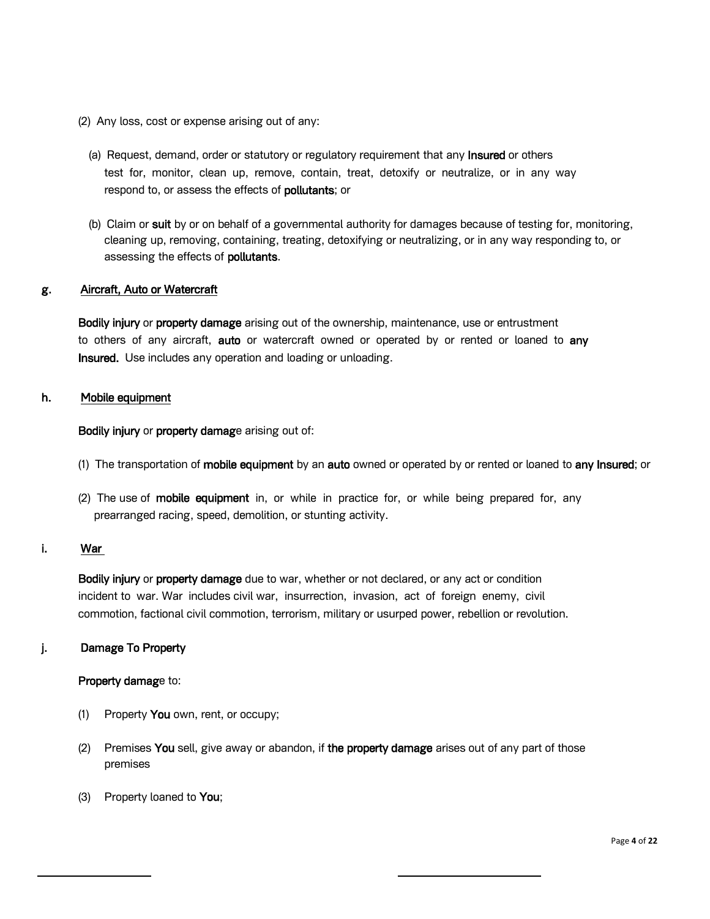(2) Any loss, cost or expense arising out of any:

(a) Request, demand, order or statutory or regulatory requirement that any **Insured** or others test for, monitor, clean up, remove, contain, treat, detoxify or neutralize, or in any way respond to, or assess the effects of **pollutants**; or

(b) Claim or **suit** by or on behalf of a governmental authority for damages because of testing for, monitoring, cleaning up, removing, containing, treating, detoxifying or neutralizing, or in any way responding to, or assessing the effects of **pollutants**.

**g.** <u>Aircraft, Auto or Watercraft</u>

**Bodily injury** or **property damage** arising out of the ownership, maintenance, use or entrustment to others of any aircraft, **auto** or watercraft owned or operated by or rented or loaned to **any Insured.** Use includes any operation and loading or unloading.

**h.** <u>Mobile equipment</u>

**Bodily injury** or **property damage** arising out of:

(1) The transportation of **mobile equipment** by an **auto** owned or operated by or rented or loaned to **any Insured**; or

(2) The use of **mobile equipment** in, or while in practice for, or while being prepared for, any prearranged racing, speed, demolition, or stunting activity.

**i.** <u>War</u>

**Bodily injury** or **property damage** due to war, whether or not declared, or any act or condition incident to war. War includes civil war, insurrection, invasion, act of foreign enemy, civil commotion, factional civil commotion, terrorism, military or usurped power, rebellion or revolution.

**j.** Damage To Property

**Property damage** to:

(1) Property **You** own, rent, or occupy;

(2) Premises **You** sell, give away or abandon, if **the property damage** arises out of any part of those premises

(3) Property loaned to **You**;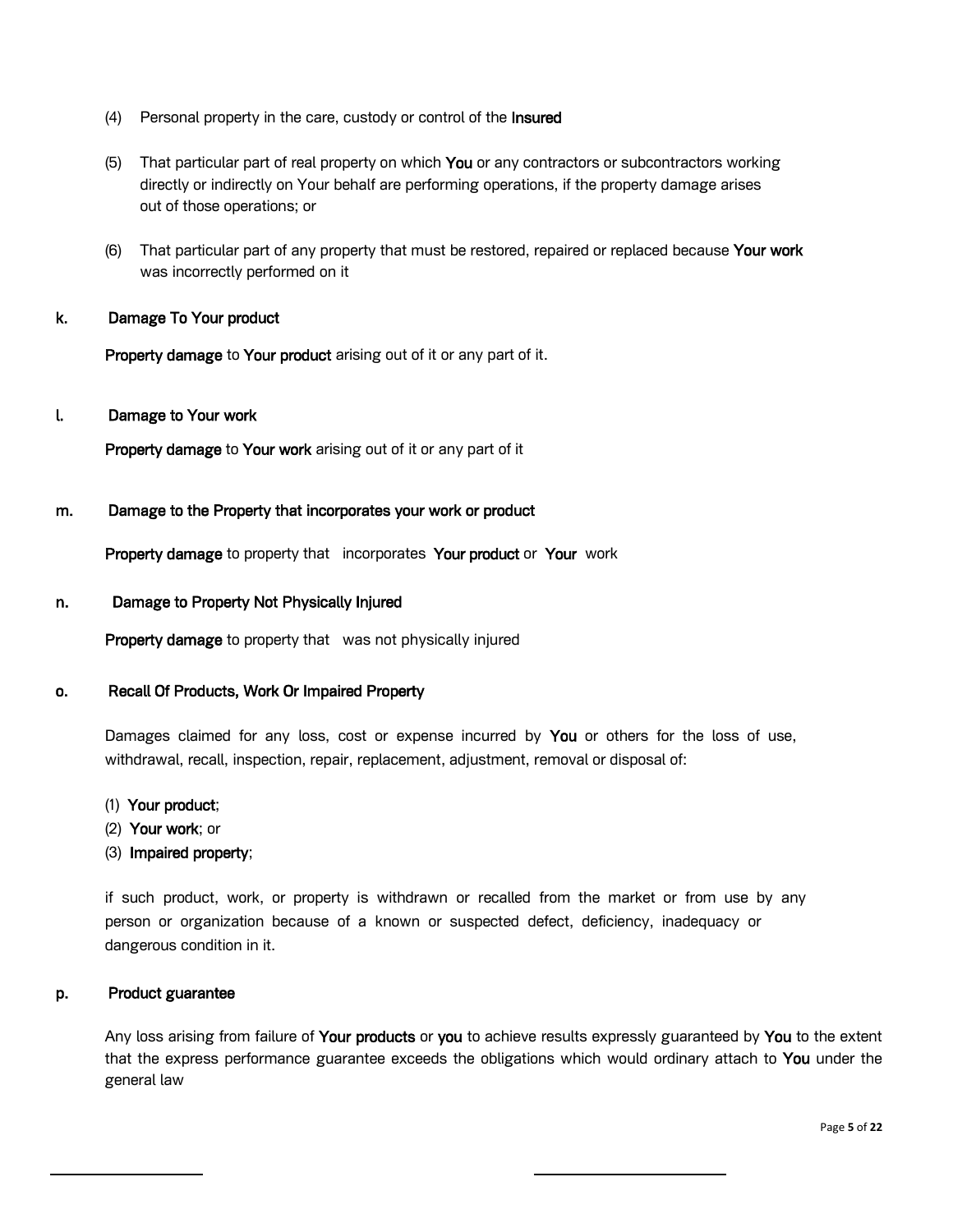(4) Personal property in the care, custody or control of the **Insured**

(5) That particular part of real property on which **You** or any contractors or subcontractors working directly or indirectly on Your behalf are performing operations, if the property damage arises out of those operations; or

(6) That particular part of any property that must be restored, repaired or replaced because **Your work** was incorrectly performed on it

**k. Damage To Your product**

**Property damage** to **Your product** arising out of it or any part of it.

**l. Damage to Your work**

**Property damage** to **Your work** arising out of it or any part of it

**m. Damage to the Property that incorporates your work or product**

**Property damage** to property that incorporates **Your product** or **Your** work

**n. Damage to Property Not Physically Injured**

**Property damage** to property that was not physically injured

**o. Recall Of Products, Work Or Impaired Property**

Damages claimed for any loss, cost or expense incurred by **You** or others for the loss of use, withdrawal, recall, inspection, repair, replacement, adjustment, removal or disposal of:

(1) **Your product**;
(2) **Your work**; or
(3) **Impaired property**;

if such product, work, or property is withdrawn or recalled from the market or from use by any person or organization because of a known or suspected defect, deficiency, inadequacy or dangerous condition in it.

**p. Product guarantee**

Any loss arising from failure of **Your products** or **you** to achieve results expressly guaranteed by **You** to the extent that the express performance guarantee exceeds the obligations which would ordinary attach to **You** under the general law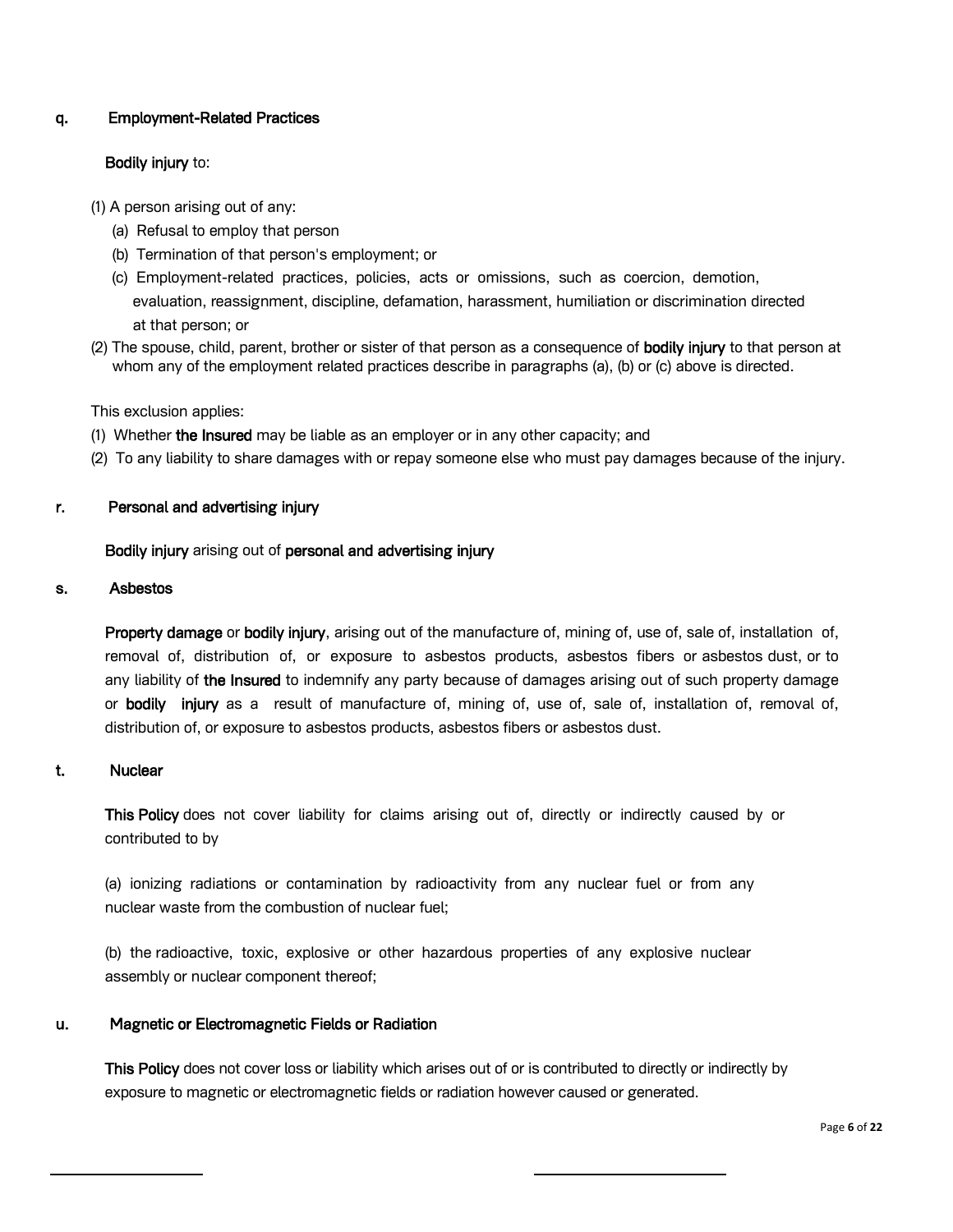q. **Employment-Related Practices**

**Bodily injury** to:

(1) A person arising out of any:
   (a) Refusal to employ that person
   (b) Termination of that person's employment; or
   (c) Employment-related practices, policies, acts or omissions, such as coercion, demotion, evaluation, reassignment, discipline, defamation, harassment, humiliation or discrimination directed at that person; or

(2) The spouse, child, parent, brother or sister of that person as a consequence of **bodily injury** to that person at whom any of the employment related practices describe in paragraphs (a), (b) or (c) above is directed.

This exclusion applies:

(1) Whether **the Insured** may be liable as an employer or in any other capacity; and
(2) To any liability to share damages with or repay someone else who must pay damages because of the injury.

r. **Personal and advertising injury**

**Bodily injury** arising out of **personal and advertising injury**

s. **Asbestos**

**Property damage** or **bodily injury**, arising out of the manufacture of, mining of, use of, sale of, installation of, removal of, distribution of, or exposure to asbestos products, asbestos fibers or asbestos dust, or to any liability of **the Insured** to indemnify any party because of damages arising out of such property damage or **bodily injury** as a result of manufacture of, mining of, use of, sale of, installation of, removal of, distribution of, or exposure to asbestos products, asbestos fibers or asbestos dust.

t. **Nuclear**

**This Policy** does not cover liability for claims arising out of, directly or indirectly caused by or contributed to by

(a) ionizing radiations or contamination by radioactivity from any nuclear fuel or from any nuclear waste from the combustion of nuclear fuel;

(b) the radioactive, toxic, explosive or other hazardous properties of any explosive nuclear assembly or nuclear component thereof;

u. **Magnetic or Electromagnetic Fields or Radiation**

**This Policy** does not cover loss or liability which arises out of or is contributed to directly or indirectly by exposure to magnetic or electromagnetic fields or radiation however caused or generated.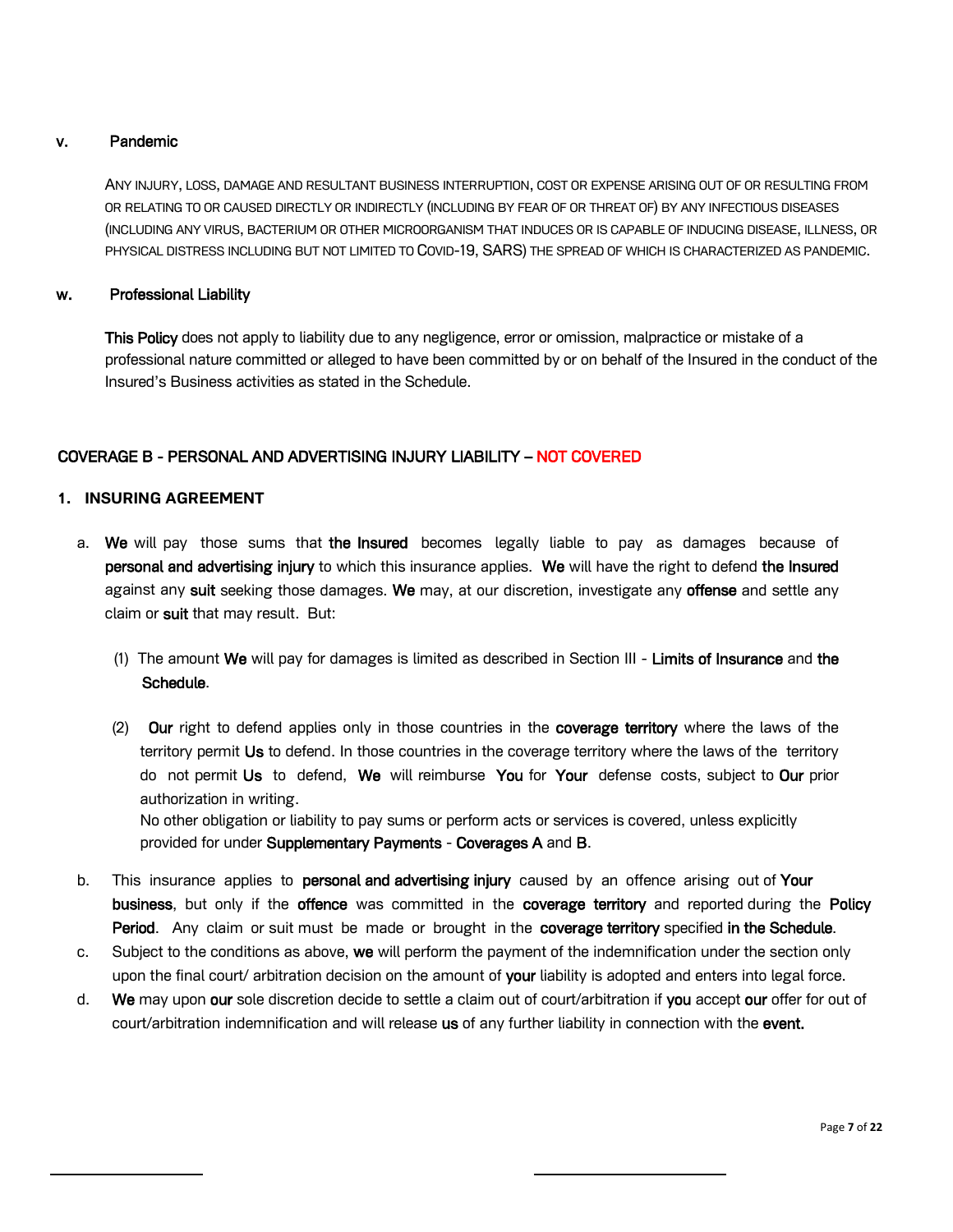#### v. Pandemic

ANY INJURY, LOSS, DAMAGE AND RESULTANT BUSINESS INTERRUPTION, COST OR EXPENSE ARISING OUT OF OR RESULTING FROM OR RELATING TO OR CAUSED DIRECTLY OR INDIRECTLY (INCLUDING BY FEAR OF OR THREAT OF) BY ANY INFECTIOUS DISEASES (INCLUDING ANY VIRUS, BACTERIUM OR OTHER MICROORGANISM THAT INDUCES OR IS CAPABLE OF INDUCING DISEASE, ILLNESS, OR PHYSICAL DISTRESS INCLUDING BUT NOT LIMITED TO COVID-19, SARS) THE SPREAD OF WHICH IS CHARACTERIZED AS PANDEMIC.

#### w. Professional Liability

**This Policy** does not apply to liability due to any negligence, error or omission, malpractice or mistake of a professional nature committed or alleged to have been committed by or on behalf of the Insured in the conduct of the Insured's Business activities as stated in the Schedule.

## COVERAGE B - PERSONAL AND ADVERTISING INJURY LIABILITY – NOT COVERED

### 1. INSURING AGREEMENT

a. **We** will pay those sums that **the Insured** becomes legally liable to pay as damages because of **personal and advertising injury** to which this insurance applies. **We** will have the right to defend **the Insured** against any **suit** seeking those damages. **We** may, at our discretion, investigate any **offense** and settle any claim or **suit** that may result. But:

   (1) The amount **We** will pay for damages is limited as described in Section III - **Limits of Insurance** and **the Schedule**.

   (2) **Our** right to defend applies only in those countries in the **coverage territory** where the laws of the territory permit **Us** to defend. In those countries in the coverage territory where the laws of the territory do not permit **Us** to defend, **We** will reimburse **You** for **Your** defense costs, subject to **Our** prior authorization in writing.
   No other obligation or liability to pay sums or perform acts or services is covered, unless explicitly provided for under **Supplementary Payments** - **Coverages A** and **B**.

b. This insurance applies to **personal and advertising injury** caused by an offence arising out of **Your business**, but only if the **offence** was committed in the **coverage territory** and reported during the **Policy Period**. Any claim or suit must be made or brought in the **coverage territory** specified **in the Schedule**.

c. Subject to the conditions as above, **we** will perform the payment of the indemnification under the section only upon the final court/ arbitration decision on the amount of **your** liability is adopted and enters into legal force.

d. **We** may upon **our** sole discretion decide to settle a claim out of court/arbitration if **you** accept **our** offer for out of court/arbitration indemnification and will release **us** of any further liability in connection with the **event.**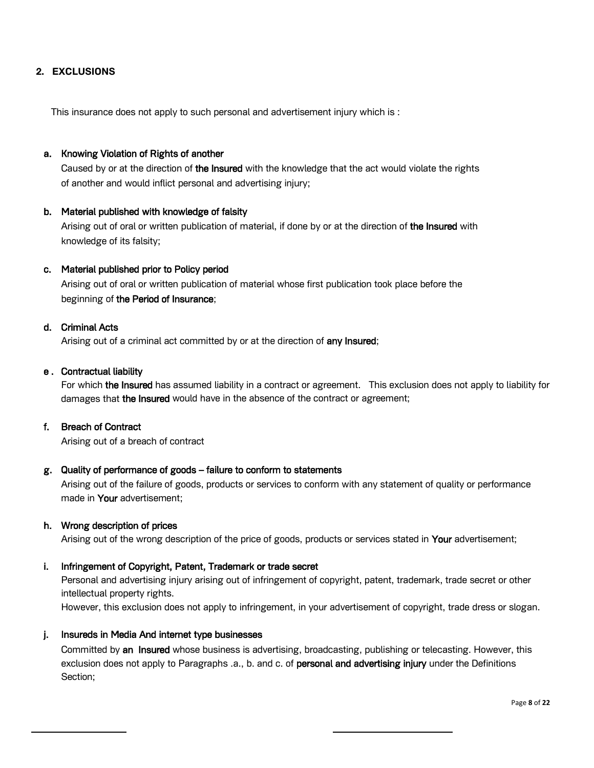## 2. EXCLUSIONS

This insurance does not apply to such personal and advertisement injury which is :

**a. Knowing Violation of Rights of another**

Caused by or at the direction of **the Insured** with the knowledge that the act would violate the rights of another and would inflict personal and advertising injury;

**b. Material published with knowledge of falsity**

Arising out of oral or written publication of material, if done by or at the direction of **the Insured** with knowledge of its falsity;

**c. Material published prior to Policy period**

Arising out of oral or written publication of material whose first publication took place before the beginning of **the Period of Insurance**;

**d. Criminal Acts**

Arising out of a criminal act committed by or at the direction of **any Insured**;

**e . Contractual liability**

For which **the Insured** has assumed liability in a contract or agreement. This exclusion does not apply to liability for damages that **the Insured** would have in the absence of the contract or agreement;

**f. Breach of Contract**

Arising out of a breach of contract

**g. Quality of performance of goods – failure to conform to statements**

Arising out of the failure of goods, products or services to conform with any statement of quality or performance made in **Your** advertisement;

**h. Wrong description of prices**

Arising out of the wrong description of the price of goods, products or services stated in **Your** advertisement;

**i. Infringement of Copyright, Patent, Trademark or trade secret**

Personal and advertising injury arising out of infringement of copyright, patent, trademark, trade secret or other intellectual property rights.

However, this exclusion does not apply to infringement, in your advertisement of copyright, trade dress or slogan.

**j. Insureds in Media And internet type businesses**

Committed by **an Insured** whose business is advertising, broadcasting, publishing or telecasting. However, this exclusion does not apply to Paragraphs .a., b. and c. of **personal and advertising injury** under the Definitions Section;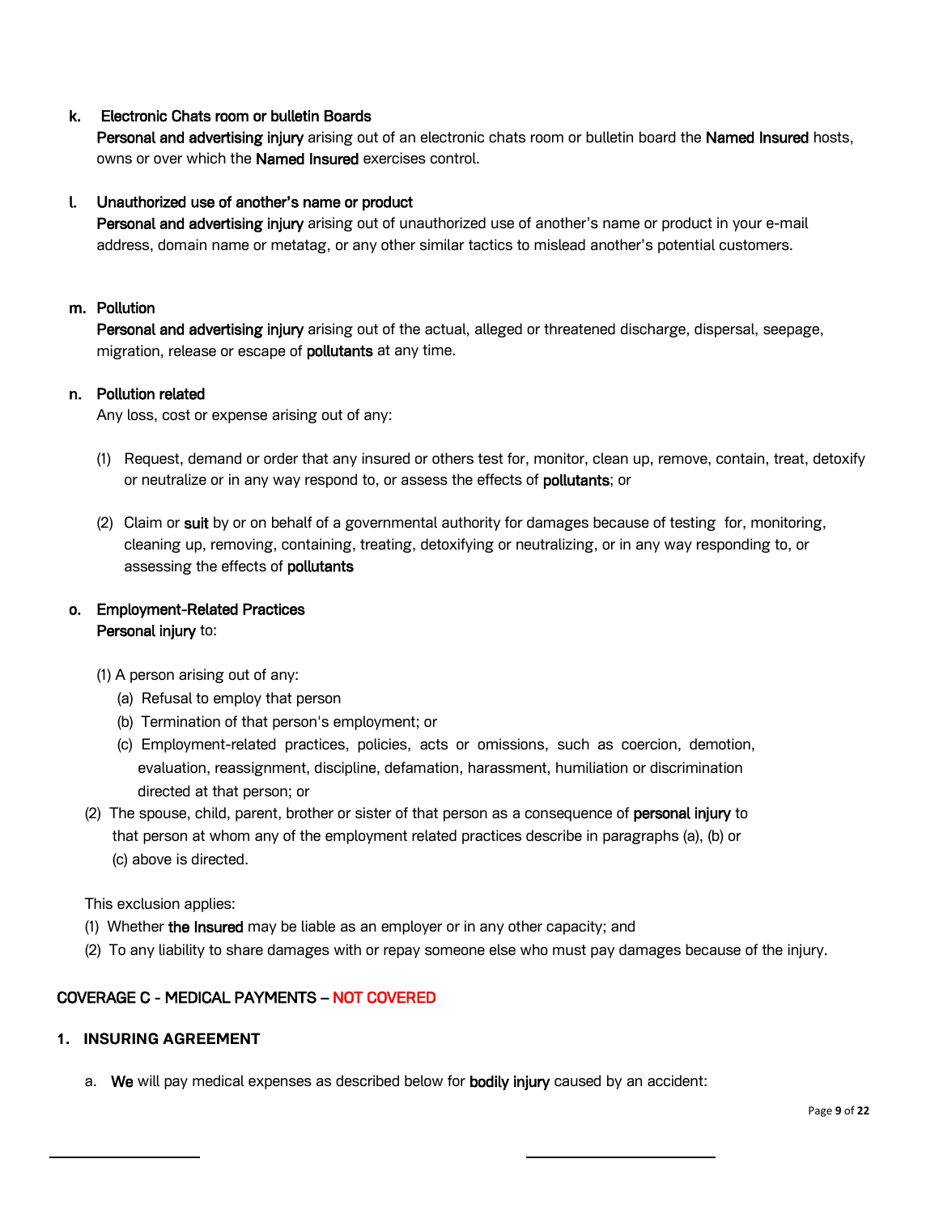**k. Electronic Chats room or bulletin Boards**

**Personal and advertising injury** arising out of an electronic chats room or bulletin board the **Named Insured** hosts, owns or over which the **Named Insured** exercises control.

**l. Unauthorized use of another's name or product**

**Personal and advertising injury** arising out of unauthorized use of another's name or product in your e-mail address, domain name or metatag, or any other similar tactics to mislead another's potential customers.

**m. Pollution**

**Personal and advertising injury** arising out of the actual, alleged or threatened discharge, dispersal, seepage, migration, release or escape of **pollutants** at any time.

**n. Pollution related**

Any loss, cost or expense arising out of any:

(1) Request, demand or order that any insured or others test for, monitor, clean up, remove, contain, treat, detoxify or neutralize or in any way respond to, or assess the effects of **pollutants**; or

(2) Claim or **suit** by or on behalf of a governmental authority for damages because of testing for, monitoring, cleaning up, removing, containing, treating, detoxifying or neutralizing, or in any way responding to, or assessing the effects of **pollutants**

**o. Employment-Related Practices**

**Personal injury** to:

(1) A person arising out of any:
- (a) Refusal to employ that person
- (b) Termination of that person's employment; or
- (c) Employment-related practices, policies, acts or omissions, such as coercion, demotion, evaluation, reassignment, discipline, defamation, harassment, humiliation or discrimination directed at that person; or

(2) The spouse, child, parent, brother or sister of that person as a consequence of **personal injury** to that person at whom any of the employment related practices describe in paragraphs (a), (b) or (c) above is directed.

This exclusion applies:

(1) Whether **the Insured** may be liable as an employer or in any other capacity; and

(2) To any liability to share damages with or repay someone else who must pay damages because of the injury.

## COVERAGE C - MEDICAL PAYMENTS – NOT COVERED

### 1. INSURING AGREEMENT

a. **We** will pay medical expenses as described below for **bodily injury** caused by an accident: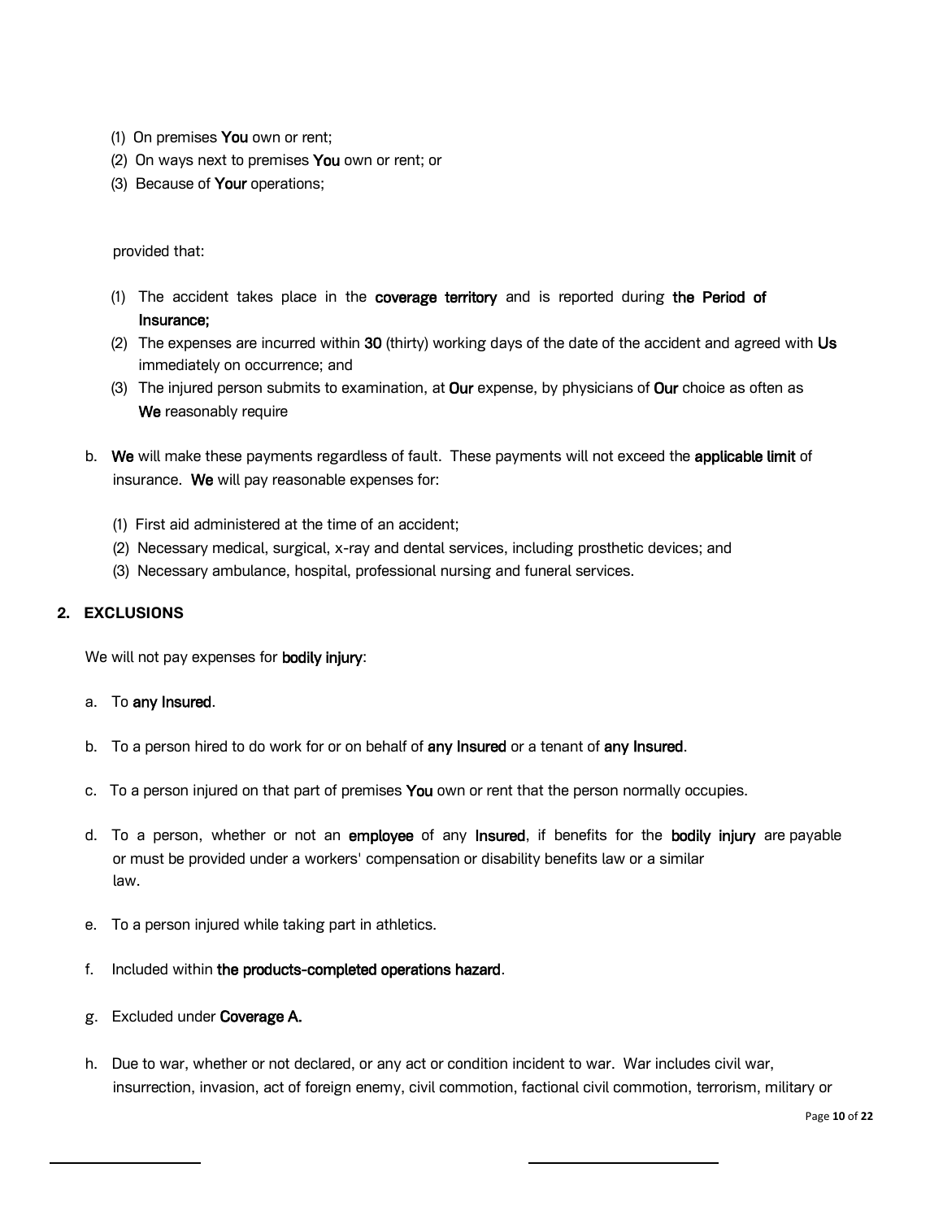(1) On premises **You** own or rent;
(2) On ways next to premises **You** own or rent; or
(3) Because of **Your** operations;

provided that:

(1) The accident takes place in the **coverage territory** and is reported during **the Period of Insurance;**
(2) The expenses are incurred within **30** (thirty) working days of the date of the accident and agreed with **Us** immediately on occurrence; and
(3) The injured person submits to examination, at **Our** expense, by physicians of **Our** choice as often as **We** reasonably require

b. **We** will make these payments regardless of fault. These payments will not exceed the **applicable limit** of insurance. **We** will pay reasonable expenses for:

(1) First aid administered at the time of an accident;
(2) Necessary medical, surgical, x-ray and dental services, including prosthetic devices; and
(3) Necessary ambulance, hospital, professional nursing and funeral services.

**2. EXCLUSIONS**

We will not pay expenses for **bodily injury**:

a. To **any Insured**.

b. To a person hired to do work for or on behalf of **any Insured** or a tenant of **any Insured**.

c. To a person injured on that part of premises **You** own or rent that the person normally occupies.

d. To a person, whether or not an **employee** of any **Insured**, if benefits for the **bodily injury** are payable or must be provided under a workers' compensation or disability benefits law or a similar law.

e. To a person injured while taking part in athletics.

f. Included within **the products-completed operations hazard**.

g. Excluded under **Coverage A.**

h. Due to war, whether or not declared, or any act or condition incident to war. War includes civil war, insurrection, invasion, act of foreign enemy, civil commotion, factional civil commotion, terrorism, military or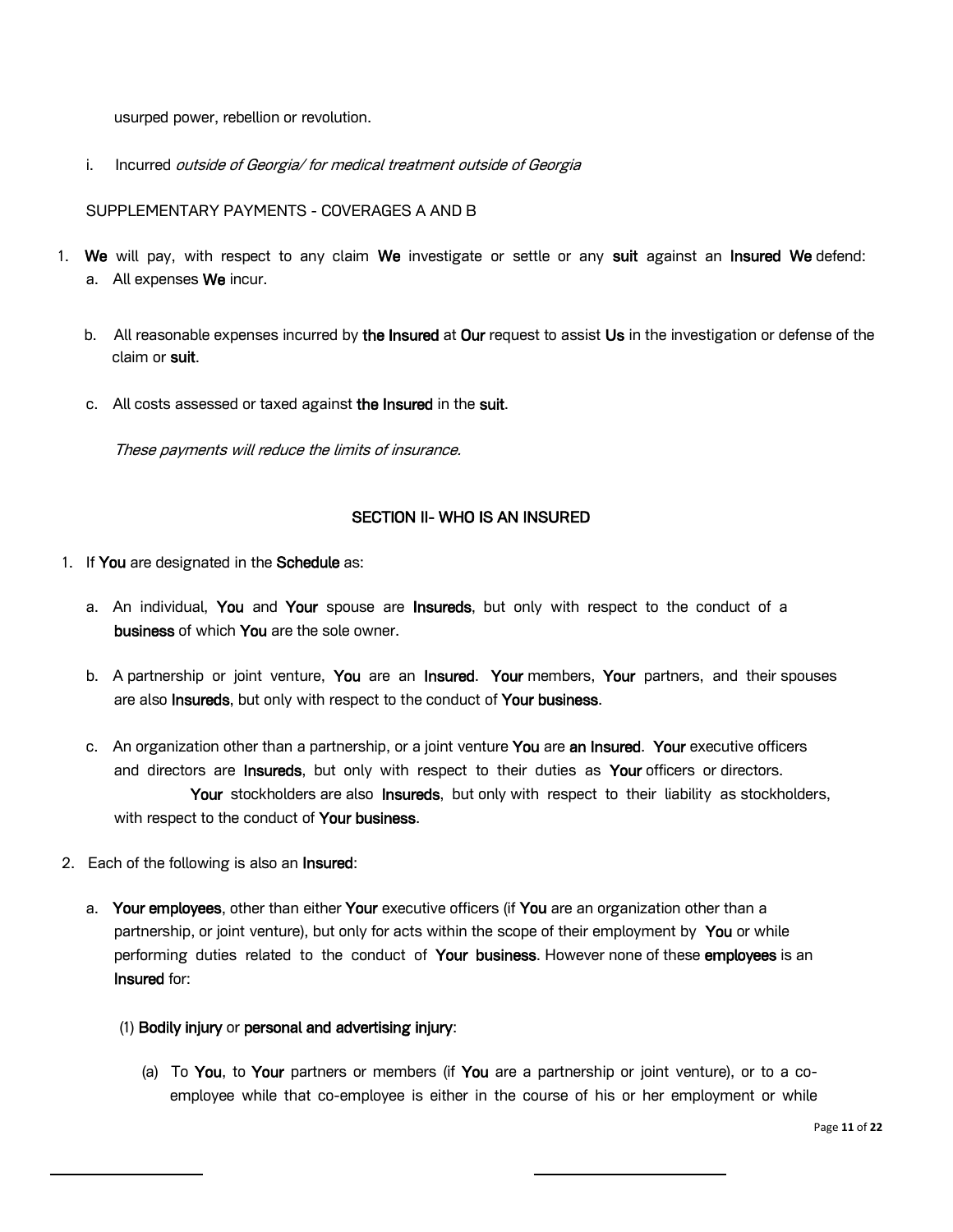usurped power, rebellion or revolution.

i. Incurred *outside of Georgia/ for medical treatment outside of Georgia*

SUPPLEMENTARY PAYMENTS - COVERAGES A AND B

1. **We** will pay, with respect to any claim **We** investigate or settle or any **suit** against an **Insured We** defend:
   a. All expenses **We** incur.

   b. All reasonable expenses incurred by **the Insured** at **Our** request to assist **Us** in the investigation or defense of the claim or **suit**.

   c. All costs assessed or taxed against **the Insured** in the **suit**.

   *These payments will reduce the limits of insurance.*

## SECTION II- WHO IS AN INSURED

1. If **You** are designated in the **Schedule** as:

   a. An individual, **You** and **Your** spouse are **Insureds**, but only with respect to the conduct of a **business** of which **You** are the sole owner.

   b. A partnership or joint venture, **You** are an **Insured**. **Your** members, **Your** partners, and their spouses are also **Insureds**, but only with respect to the conduct of **Your business**.

   c. An organization other than a partnership, or a joint venture **You** are **an Insured**. **Your** executive officers and directors are **Insureds**, but only with respect to their duties as **Your** officers or directors. **Your** stockholders are also **Insureds**, but only with respect to their liability as stockholders, with respect to the conduct of **Your business**.

2. Each of the following is also an **Insured**:

   a. **Your employees**, other than either **Your** executive officers (if **You** are an organization other than a partnership, or joint venture), but only for acts within the scope of their employment by **You** or while performing duties related to the conduct of **Your business**. However none of these **employees** is an **Insured** for:

      (1) **Bodily injury** or **personal and advertising injury**:

         (a) To **You**, to **Your** partners or members (if **You** are a partnership or joint venture), or to a co-employee while that co-employee is either in the course of his or her employment or while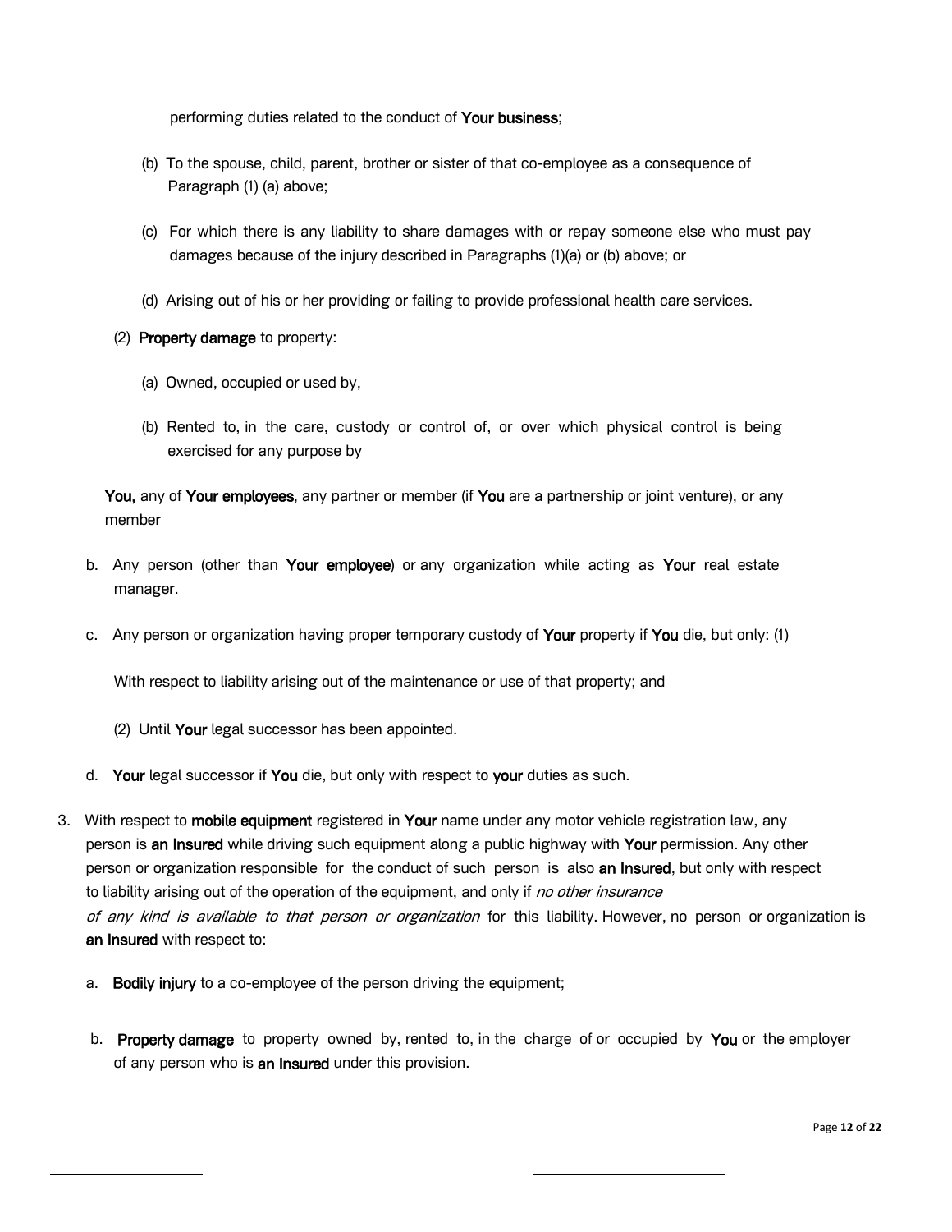performing duties related to the conduct of **Your business**;

(b) To the spouse, child, parent, brother or sister of that co-employee as a consequence of Paragraph (1) (a) above;

(c) For which there is any liability to share damages with or repay someone else who must pay damages because of the injury described in Paragraphs (1)(a) or (b) above; or

(d) Arising out of his or her providing or failing to provide professional health care services.

(2) **Property damage** to property:

(a) Owned, occupied or used by,

(b) Rented to, in the care, custody or control of, or over which physical control is being exercised for any purpose by

**You,** any of **Your employees**, any partner or member (if **You** are a partnership or joint venture), or any member

b. Any person (other than **Your employee**) or any organization while acting as **Your** real estate manager.

c. Any person or organization having proper temporary custody of **Your** property if **You** die, but only: (1)

With respect to liability arising out of the maintenance or use of that property; and

(2) Until **Your** legal successor has been appointed.

d. **Your** legal successor if **You** die, but only with respect to **your** duties as such.

3. With respect to **mobile equipment** registered in **Your** name under any motor vehicle registration law, any person is **an Insured** while driving such equipment along a public highway with **Your** permission. Any other person or organization responsible for the conduct of such person is also **an Insured**, but only with respect to liability arising out of the operation of the equipment, and only if *no other insurance of any kind is available to that person or organization* for this liability. However, no person or organization is **an Insured** with respect to:

a. **Bodily injury** to a co-employee of the person driving the equipment;

b. **Property damage** to property owned by, rented to, in the charge of or occupied by **You** or the employer of any person who is **an Insured** under this provision.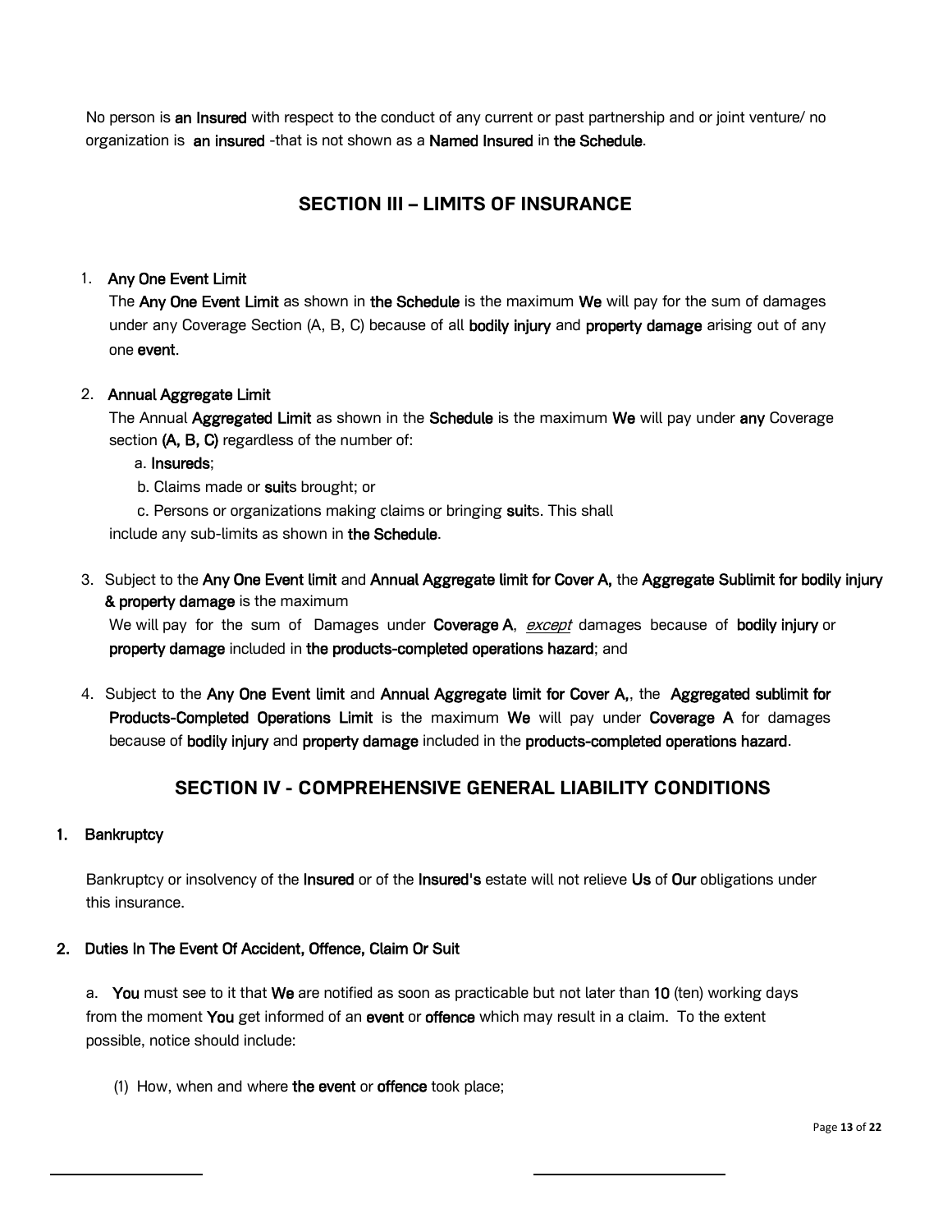No person is **an Insured** with respect to the conduct of any current or past partnership and or joint venture/ no organization is **an insured** -that is not shown as a **Named Insured** in **the Schedule**.

## SECTION III – LIMITS OF INSURANCE

1. **Any One Event Limit**

   The **Any One Event Limit** as shown in **the Schedule** is the maximum **We** will pay for the sum of damages under any Coverage Section (A, B, C) because of all **bodily injury** and **property damage** arising out of any one **event**.

2. **Annual Aggregate Limit**

   The Annual **Aggregated Limit** as shown in the **Schedule** is the maximum **We** will pay under **any** Coverage section **(A, B, C)** regardless of the number of:

   a. **Insureds**;

   b. Claims made or **suit**s brought; or

   c. Persons or organizations making claims or bringing **suit**s. This shall

   include any sub-limits as shown in **the Schedule**.

3. Subject to the **Any One Event limit** and **Annual Aggregate limit for Cover A,** the **Aggregate Sublimit for bodily injury & property damage** is the maximum

   We will pay for the sum of Damages under **Coverage A**, *except* damages because of **bodily injury** or **property damage** included in **the products-completed operations hazard**; and

4. Subject to the **Any One Event limit** and **Annual Aggregate limit for Cover A,**, the **Aggregated sublimit for Products-Completed Operations Limit** is the maximum **We** will pay under **Coverage A** for damages because of **bodily injury** and **property damage** included in the **products-completed operations hazard**.

## SECTION IV - COMPREHENSIVE GENERAL LIABILITY CONDITIONS

**1. Bankruptcy**

Bankruptcy or insolvency of the **Insured** or of the **Insured's** estate will not relieve **Us** of **Our** obligations under this insurance.

**2. Duties In The Event Of Accident, Offence, Claim Or Suit**

a. **You** must see to it that **We** are notified as soon as practicable but not later than **10** (ten) working days from the moment **You** get informed of an **event** or **offence** which may result in a claim. To the extent possible, notice should include:

(1) How, when and where **the event** or **offence** took place;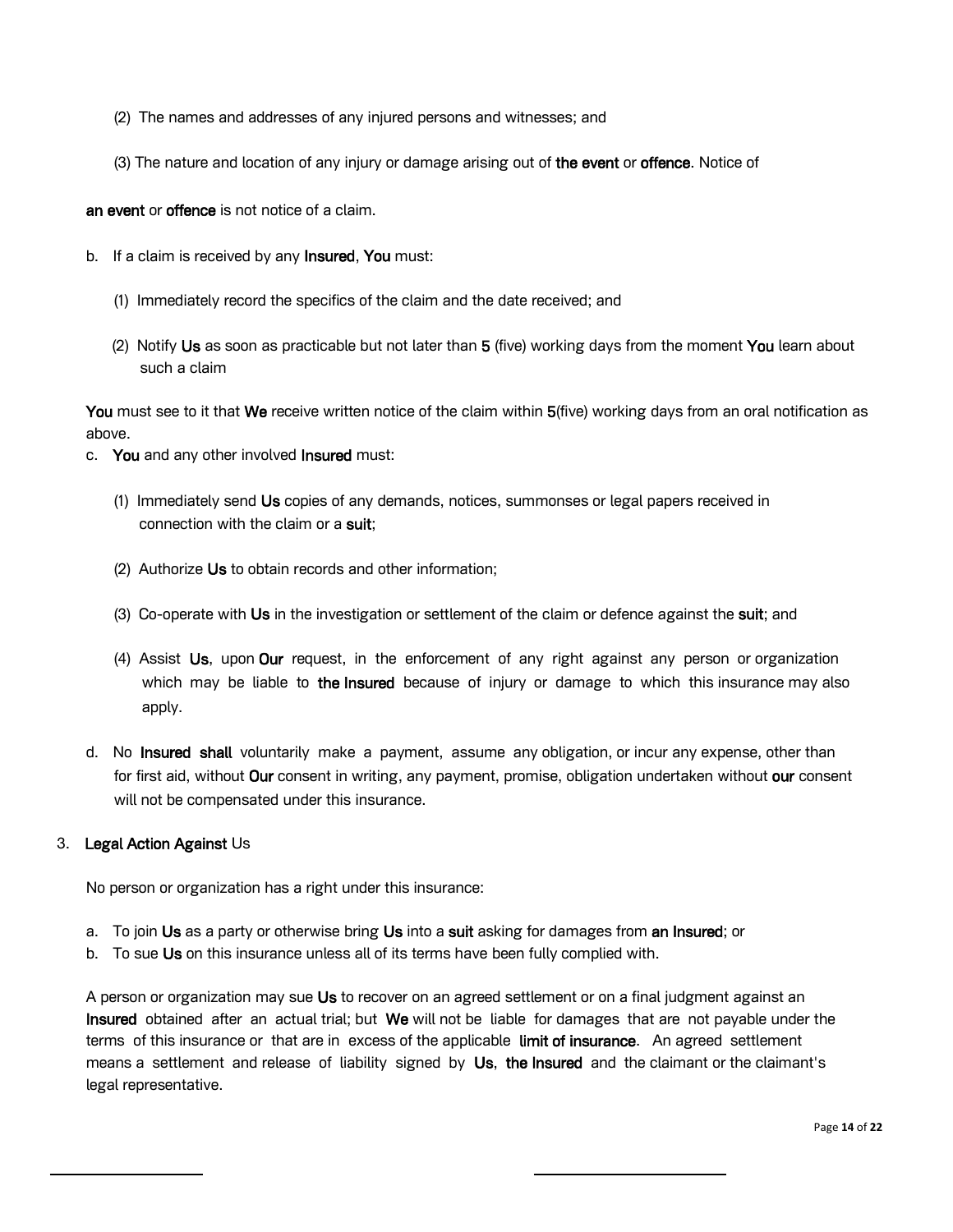(2) The names and addresses of any injured persons and witnesses; and

(3) The nature and location of any injury or damage arising out of **the event** or **offence**. Notice of

**an event** or **offence** is not notice of a claim.

b. If a claim is received by any **Insured**, **You** must:

   (1) Immediately record the specifics of the claim and the date received; and

   (2) Notify **Us** as soon as practicable but not later than **5** (five) working days from the moment **You** learn about such a claim

**You** must see to it that **We** receive written notice of the claim within **5**(five) working days from an oral notification as above.

c. **You** and any other involved **Insured** must:

   (1) Immediately send **Us** copies of any demands, notices, summonses or legal papers received in connection with the claim or a **suit**;

   (2) Authorize **Us** to obtain records and other information;

   (3) Co-operate with **Us** in the investigation or settlement of the claim or defence against the **suit**; and

   (4) Assist **Us**, upon **Our** request, in the enforcement of any right against any person or organization which may be liable to **the Insured** because of injury or damage to which this insurance may also apply.

d. No **Insured shall** voluntarily make a payment, assume any obligation, or incur any expense, other than for first aid, without **Our** consent in writing, any payment, promise, obligation undertaken without **our** consent will not be compensated under this insurance.

3. **Legal Action Against** Us

No person or organization has a right under this insurance:

a. To join **Us** as a party or otherwise bring **Us** into a **suit** asking for damages from **an Insured**; or
b. To sue **Us** on this insurance unless all of its terms have been fully complied with.

A person or organization may sue **Us** to recover on an agreed settlement or on a final judgment against an **Insured** obtained after an actual trial; but **We** will not be liable for damages that are not payable under the terms of this insurance or that are in excess of the applicable **limit of insurance**. An agreed settlement means a settlement and release of liability signed by **Us**, **the Insured** and the claimant or the claimant's legal representative.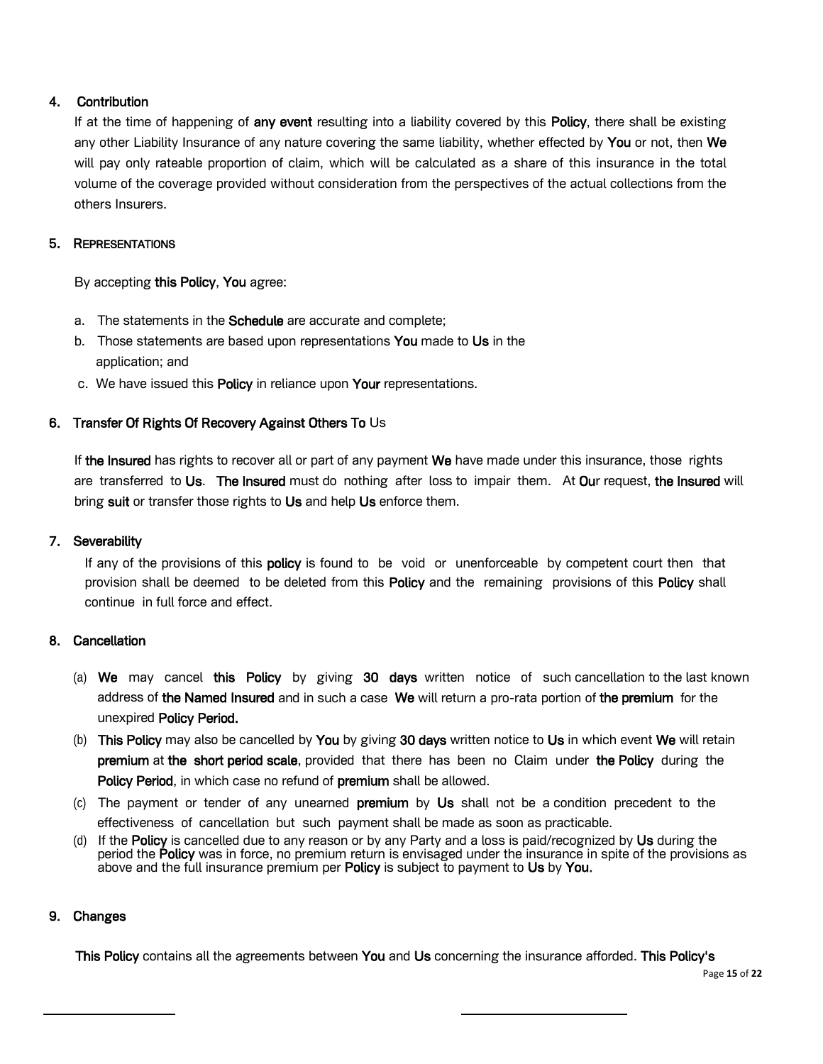4. **Contribution**

If at the time of happening of **any event** resulting into a liability covered by this **Policy**, there shall be existing any other Liability Insurance of any nature covering the same liability, whether effected by **You** or not, then **We** will pay only rateable proportion of claim, which will be calculated as a share of this insurance in the total volume of the coverage provided without consideration from the perspectives of the actual collections from the others Insurers.

5. **REPRESENTATIONS**

By accepting **this Policy**, **You** agree:

a. The statements in the **Schedule** are accurate and complete;
b. Those statements are based upon representations **You** made to **Us** in the application; and
c. We have issued this **Policy** in reliance upon **Your** representations.

6. **Transfer Of Rights Of Recovery Against Others To** Us

If **the Insured** has rights to recover all or part of any payment **We** have made under this insurance, those rights are transferred to **Us**. **The Insured** must do nothing after loss to impair them. At **Ou**r request, **the Insured** will bring **suit** or transfer those rights to **Us** and help **Us** enforce them.

7. **Severability**

If any of the provisions of this **policy** is found to be void or unenforceable by competent court then that provision shall be deemed to be deleted from this **Policy** and the remaining provisions of this **Policy** shall continue in full force and effect.

8. **Cancellation**

(a) **We** may cancel **this Policy** by giving **30 days** written notice of such cancellation to the last known address of **the Named Insured** and in such a case **We** will return a pro-rata portion of **the premium** for the unexpired **Policy Period.**

(b) **This Policy** may also be cancelled by **You** by giving **30 days** written notice to **Us** in which event **We** will retain **premium** at **the short period scale**, provided that there has been no Claim under **the Policy** during the **Policy Period**, in which case no refund of **premium** shall be allowed.

(c) The payment or tender of any unearned **premium** by **Us** shall not be a condition precedent to the effectiveness of cancellation but such payment shall be made as soon as practicable.

(d) If the **Policy** is cancelled due to any reason or by any Party and a loss is paid/recognized by **Us** during the period the **Policy** was in force, no premium return is envisaged under the insurance in spite of the provisions as above and the full insurance premium per **Policy** is subject to payment to **Us** by **You.**

9. **Changes**

**This Policy** contains all the agreements between **You** and **Us** concerning the insurance afforded. **This Policy's**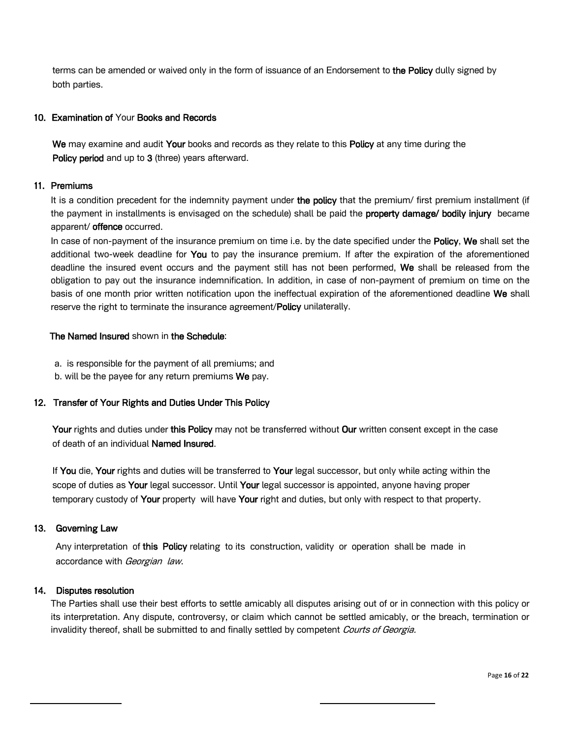terms can be amended or waived only in the form of issuance of an Endorsement to **the Policy** dully signed by both parties.

### 10. Examination of Your Books and Records

**We** may examine and audit **Your** books and records as they relate to this **Policy** at any time during the **Policy period** and up to **3** (three) years afterward.

### 11. Premiums

It is a condition precedent for the indemnity payment under **the policy** that the premium/ first premium installment (if the payment in installments is envisaged on the schedule) shall be paid the **property damage/ bodily injury** became apparent/ **offence** occurred.

In case of non-payment of the insurance premium on time i.e. by the date specified under the **Policy**, **We** shall set the additional two-week deadline for **You** to pay the insurance premium. If after the expiration of the aforementioned deadline the insured event occurs and the payment still has not been performed, **We** shall be released from the obligation to pay out the insurance indemnification. In addition, in case of non-payment of premium on time on the basis of one month prior written notification upon the ineffectual expiration of the aforementioned deadline **We** shall reserve the right to terminate the insurance agreement/**Policy** unilaterally.

**The Named Insured** shown in **the Schedule**:

a. is responsible for the payment of all premiums; and
b. will be the payee for any return premiums **We** pay.

### 12. Transfer of Your Rights and Duties Under This Policy

**Your** rights and duties under **this Policy** may not be transferred without **Our** written consent except in the case of death of an individual **Named Insured**.

If **You** die, **Your** rights and duties will be transferred to **Your** legal successor, but only while acting within the scope of duties as **Your** legal successor. Until **Your** legal successor is appointed, anyone having proper temporary custody of **Your** property will have **Your** right and duties, but only with respect to that property.

### 13. Governing Law

Any interpretation of **this Policy** relating to its construction, validity or operation shall be made in accordance with *Georgian law*.

### 14. Disputes resolution

The Parties shall use their best efforts to settle amicably all disputes arising out of or in connection with this policy or its interpretation. Any dispute, controversy, or claim which cannot be settled amicably, or the breach, termination or invalidity thereof, shall be submitted to and finally settled by competent *Courts of Georgia.*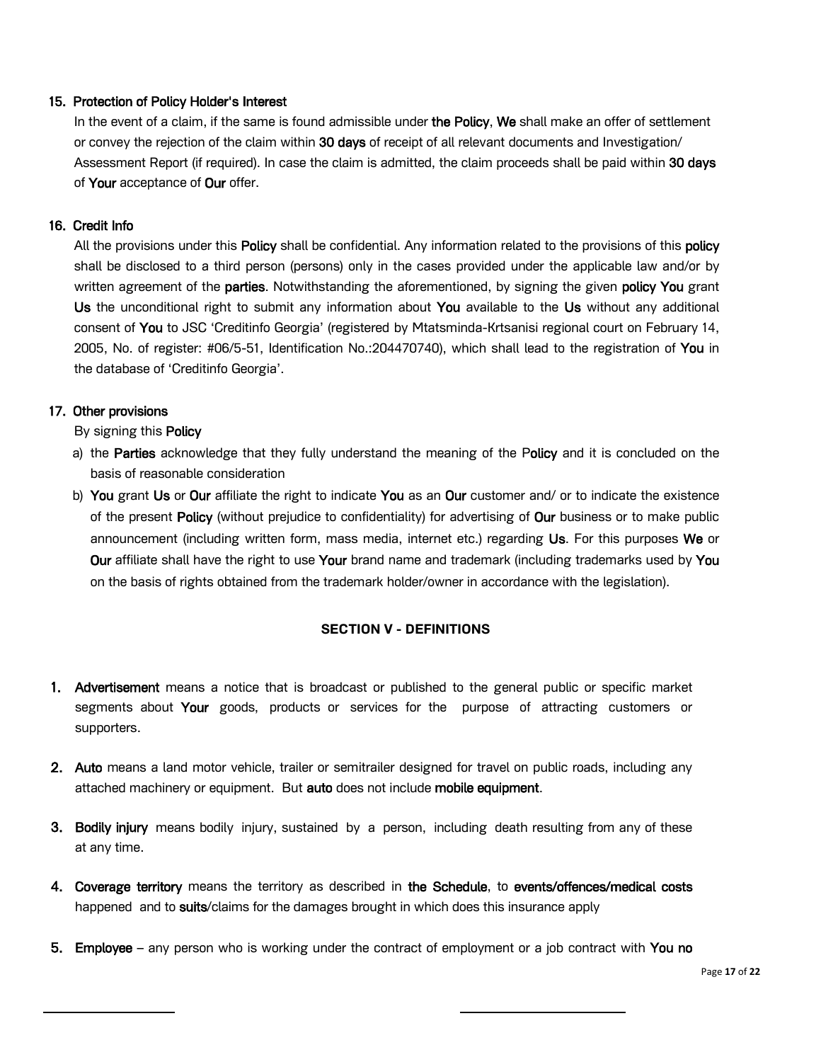15. **Protection of Policy Holder's Interest**

   In the event of a claim, if the same is found admissible under **the Policy**, **We** shall make an offer of settlement or convey the rejection of the claim within **30 days** of receipt of all relevant documents and Investigation/ Assessment Report (if required). In case the claim is admitted, the claim proceeds shall be paid within **30 days** of **Your** acceptance of **Our** offer.

16. **Credit Info**

   All the provisions under this **Policy** shall be confidential. Any information related to the provisions of this **policy** shall be disclosed to a third person (persons) only in the cases provided under the applicable law and/or by written agreement of the **parties**. Notwithstanding the aforementioned, by signing the given **policy You** grant **Us** the unconditional right to submit any information about **You** available to the **Us** without any additional consent of **You** to JSC 'Creditinfo Georgia' (registered by Mtatsminda-Krtsanisi regional court on February 14, 2005, No. of register: #06/5-51, Identification No.:204470740), which shall lead to the registration of **You** in the database of 'Creditinfo Georgia'.

17. **Other provisions**

   By signing this **Policy**

   a) the **Parties** acknowledge that they fully understand the meaning of the P**olicy** and it is concluded on the basis of reasonable consideration
   b) **You** grant **Us** or **Our** affiliate the right to indicate **You** as an **Our** customer and/ or to indicate the existence of the present **Policy** (without prejudice to confidentiality) for advertising of **Our** business or to make public announcement (including written form, mass media, internet etc.) regarding **Us**. For this purposes **We** or **Our** affiliate shall have the right to use **Your** brand name and trademark (including trademarks used by **You** on the basis of rights obtained from the trademark holder/owner in accordance with the legislation).

## SECTION V - DEFINITIONS

1. **Advertisement** means a notice that is broadcast or published to the general public or specific market segments about **Your** goods, products or services for the purpose of attracting customers or supporters.

2. **Auto** means a land motor vehicle, trailer or semitrailer designed for travel on public roads, including any attached machinery or equipment. But **auto** does not include **mobile equipment**.

3. **Bodily injury** means bodily injury, sustained by a person, including death resulting from any of these at any time.

4. **Coverage territory** means the territory as described in **the Schedule**, to **events/offences/medical costs** happened and to **suits**/claims for the damages brought in which does this insurance apply

5. **Employee** – any person who is working under the contract of employment or a job contract with **You no**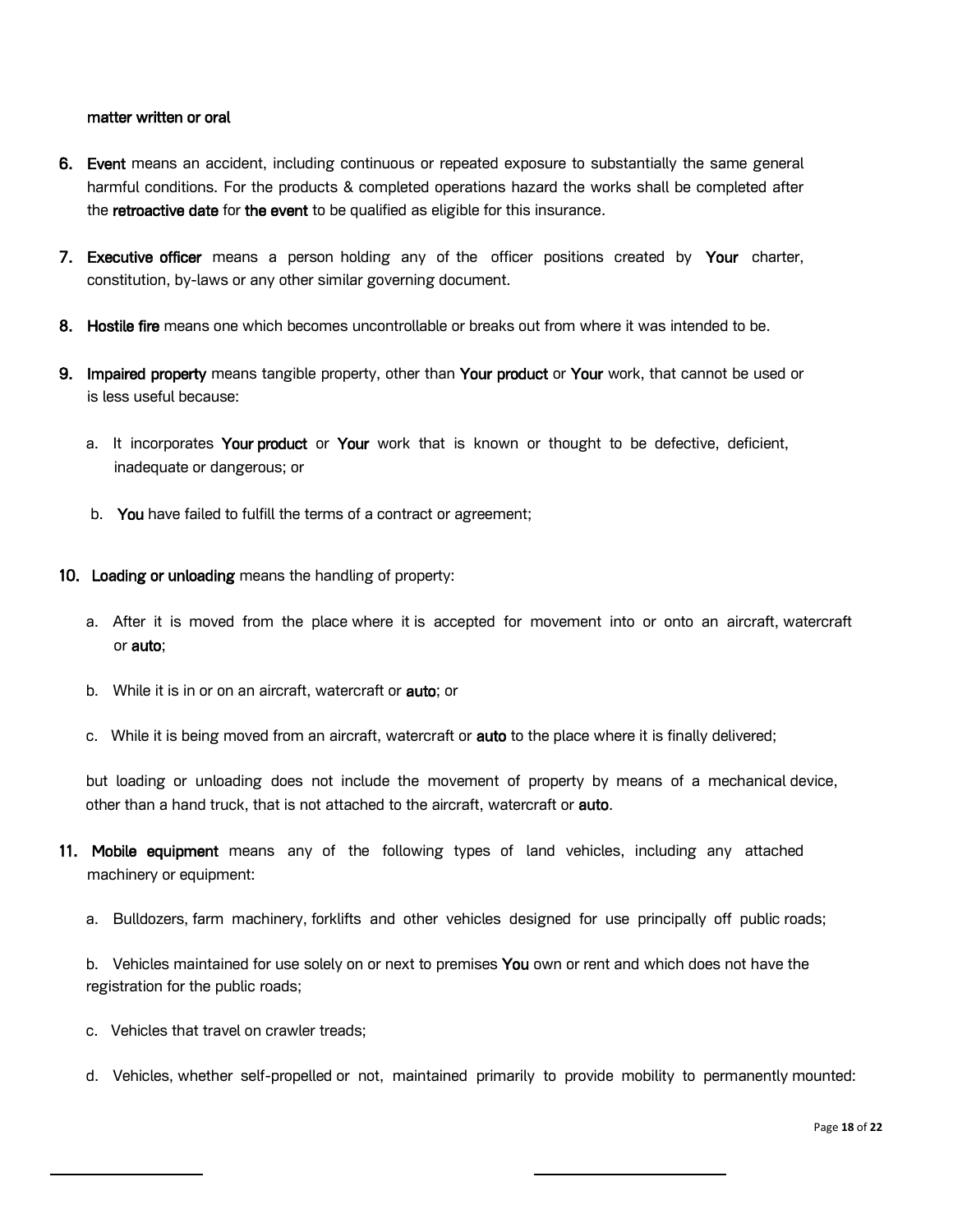**matter written or oral**

6. **Event** means an accident, including continuous or repeated exposure to substantially the same general harmful conditions. For the products & completed operations hazard the works shall be completed after the **retroactive date** for **the event** to be qualified as eligible for this insurance.

7. **Executive officer** means a person holding any of the officer positions created by **Your** charter, constitution, by-laws or any other similar governing document.

8. **Hostile fire** means one which becomes uncontrollable or breaks out from where it was intended to be.

9. **Impaired property** means tangible property, other than **Your product** or **Your** work, that cannot be used or is less useful because:

   a. It incorporates **Your product** or **Your** work that is known or thought to be defective, deficient, inadequate or dangerous; or

   b. **You** have failed to fulfill the terms of a contract or agreement;

10. **Loading or unloading** means the handling of property:

    a. After it is moved from the place where it is accepted for movement into or onto an aircraft, watercraft or **auto**;

    b. While it is in or on an aircraft, watercraft or **auto**; or

    c. While it is being moved from an aircraft, watercraft or **auto** to the place where it is finally delivered;

    but loading or unloading does not include the movement of property by means of a mechanical device, other than a hand truck, that is not attached to the aircraft, watercraft or **auto**.

11. **Mobile equipment** means any of the following types of land vehicles, including any attached machinery or equipment:

    a. Bulldozers, farm machinery, forklifts and other vehicles designed for use principally off public roads;

    b. Vehicles maintained for use solely on or next to premises **You** own or rent and which does not have the registration for the public roads;

    c. Vehicles that travel on crawler treads;

    d. Vehicles, whether self-propelled or not, maintained primarily to provide mobility to permanently mounted: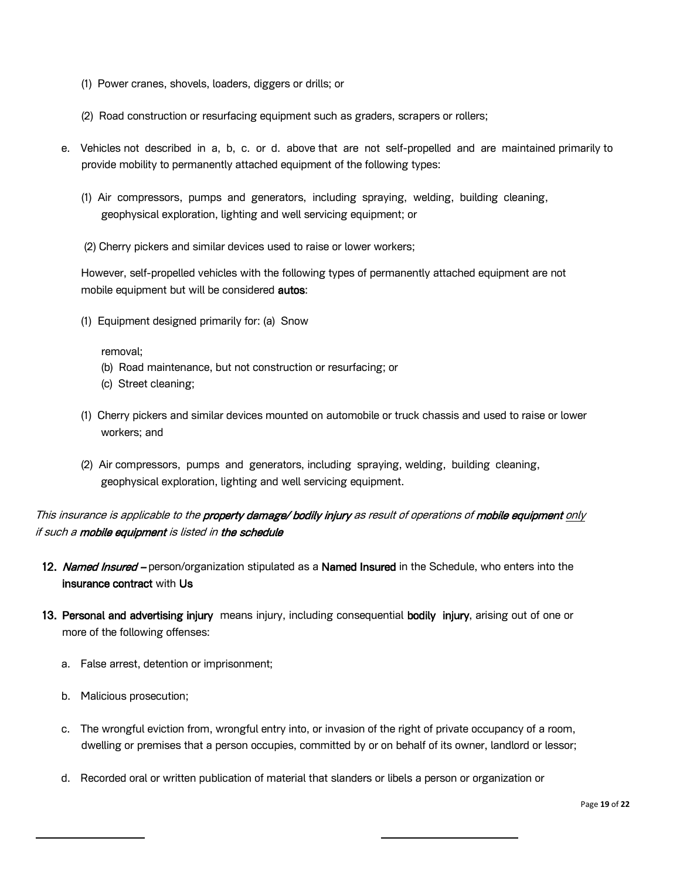(1) Power cranes, shovels, loaders, diggers or drills; or

(2) Road construction or resurfacing equipment such as graders, scrapers or rollers;

e. Vehicles not described in a, b, c. or d. above that are not self-propelled and are maintained primarily to provide mobility to permanently attached equipment of the following types:

(1) Air compressors, pumps and generators, including spraying, welding, building cleaning, geophysical exploration, lighting and well servicing equipment; or

(2) Cherry pickers and similar devices used to raise or lower workers;

However, self-propelled vehicles with the following types of permanently attached equipment are not mobile equipment but will be considered **autos**:

(1) Equipment designed primarily for: (a) Snow

removal;
(b) Road maintenance, but not construction or resurfacing; or
(c) Street cleaning;

(1) Cherry pickers and similar devices mounted on automobile or truck chassis and used to raise or lower workers; and

(2) Air compressors, pumps and generators, including spraying, welding, building cleaning, geophysical exploration, lighting and well servicing equipment.

*This insurance is applicable to the **property damage/ bodily injury** as result of operations of **mobile equipment** <u>only</u> if such a **mobile equipment** is listed in **the schedule***

12. ***Named Insured*** **–** person/organization stipulated as a **Named Insured** in the Schedule, who enters into the **insurance contract** with **Us**

13. **Personal and advertising injury** means injury, including consequential **bodily injury**, arising out of one or more of the following offenses:

    a. False arrest, detention or imprisonment;

    b. Malicious prosecution;

    c. The wrongful eviction from, wrongful entry into, or invasion of the right of private occupancy of a room, dwelling or premises that a person occupies, committed by or on behalf of its owner, landlord or lessor;

    d. Recorded oral or written publication of material that slanders or libels a person or organization or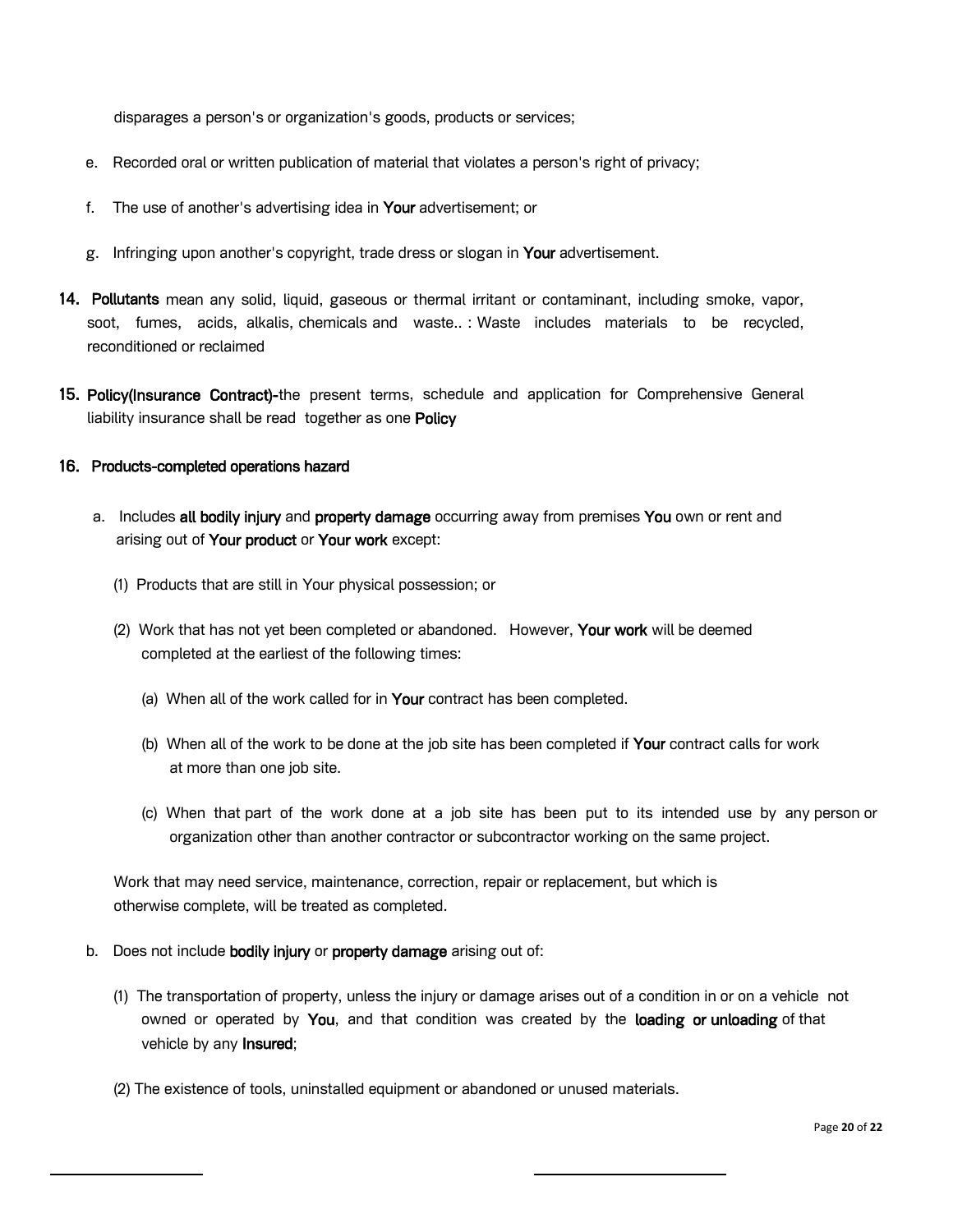disparages a person's or organization's goods, products or services;

e. Recorded oral or written publication of material that violates a person's right of privacy;

f. The use of another's advertising idea in **Your** advertisement; or

g. Infringing upon another's copyright, trade dress or slogan in **Your** advertisement.

**14. Pollutants** mean any solid, liquid, gaseous or thermal irritant or contaminant, including smoke, vapor, soot, fumes, acids, alkalis, chemicals and waste.. : Waste includes materials to be recycled, reconditioned or reclaimed

**15. Policy(Insurance Contract)-**the present terms, schedule and application for Comprehensive General liability insurance shall be read together as one **Policy**

**16. Products-completed operations hazard**

a. Includes **all bodily injury** and **property damage** occurring away from premises **You** own or rent and arising out of **Your product** or **Your work** except:

(1) Products that are still in Your physical possession; or

(2) Work that has not yet been completed or abandoned. However, **Your work** will be deemed completed at the earliest of the following times:

(a) When all of the work called for in **Your** contract has been completed.

(b) When all of the work to be done at the job site has been completed if **Your** contract calls for work at more than one job site.

(c) When that part of the work done at a job site has been put to its intended use by any person or organization other than another contractor or subcontractor working on the same project.

Work that may need service, maintenance, correction, repair or replacement, but which is otherwise complete, will be treated as completed.

b. Does not include **bodily injury** or **property damage** arising out of:

(1) The transportation of property, unless the injury or damage arises out of a condition in or on a vehicle not owned or operated by **You**, and that condition was created by the **loading or unloading** of that vehicle by any **Insured**;

(2) The existence of tools, uninstalled equipment or abandoned or unused materials.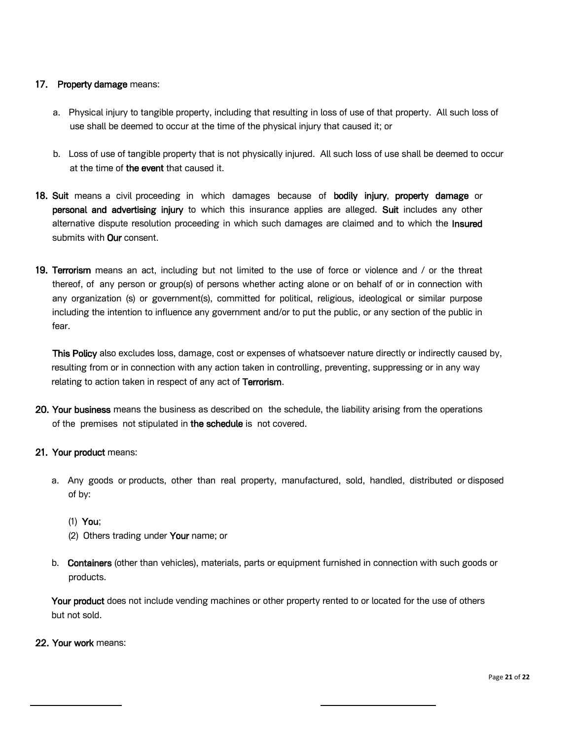17. **Property damage** means:

    a. Physical injury to tangible property, including that resulting in loss of use of that property. All such loss of use shall be deemed to occur at the time of the physical injury that caused it; or

    b. Loss of use of tangible property that is not physically injured. All such loss of use shall be deemed to occur at the time of **the event** that caused it.

18. **Suit** means a civil proceeding in which damages because of **bodily injury**, **property damage** or **personal and advertising injury** to which this insurance applies are alleged. **Suit** includes any other alternative dispute resolution proceeding in which such damages are claimed and to which the **Insured** submits with **Our** consent.

19. **Terrorism** means an act, including but not limited to the use of force or violence and / or the threat thereof, of any person or group(s) of persons whether acting alone or on behalf of or in connection with any organization (s) or government(s), committed for political, religious, ideological or similar purpose including the intention to influence any government and/or to put the public, or any section of the public in fear.

    **This Policy** also excludes loss, damage, cost or expenses of whatsoever nature directly or indirectly caused by, resulting from or in connection with any action taken in controlling, preventing, suppressing or in any way relating to action taken in respect of any act of **Terrorism**.

20. **Your business** means the business as described on the schedule, the liability arising from the operations of the premises not stipulated in **the schedule** is not covered.

21. **Your product** means:

    a. Any goods or products, other than real property, manufactured, sold, handled, distributed or disposed of by:

       (1) **You**;
       (2) Others trading under **Your** name; or

    b. **Containers** (other than vehicles), materials, parts or equipment furnished in connection with such goods or products.

    **Your product** does not include vending machines or other property rented to or located for the use of others but not sold.

22. **Your work** means: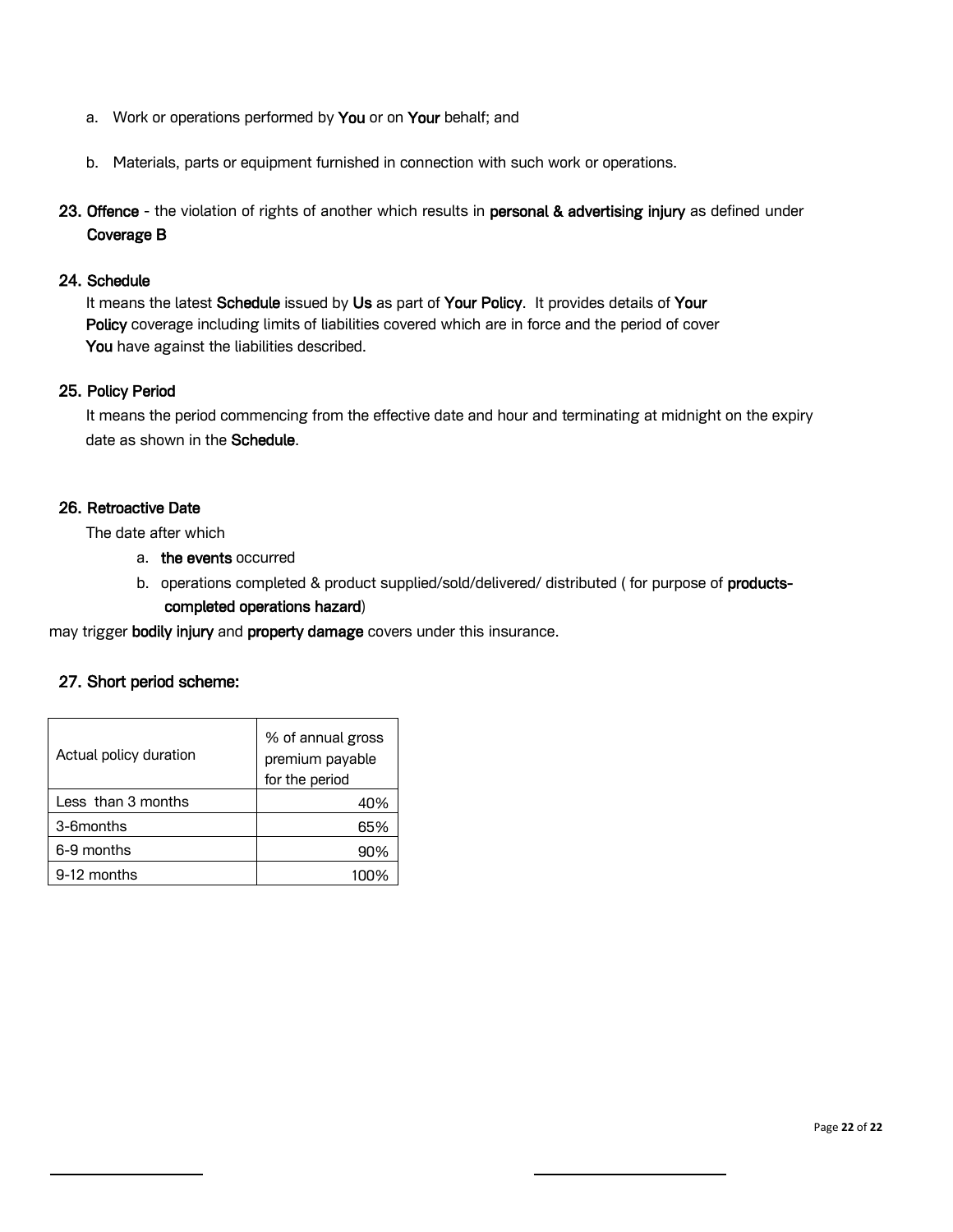a. Work or operations performed by **You** or on **Your** behalf; and

b. Materials, parts or equipment furnished in connection with such work or operations.

23. **Offence** - the violation of rights of another which results in **personal & advertising injury** as defined under **Coverage B**

24. **Schedule**

    It means the latest **Schedule** issued by **Us** as part of **Your Policy**. It provides details of **Your Policy** coverage including limits of liabilities covered which are in force and the period of cover **You** have against the liabilities described.

25. **Policy Period**

    It means the period commencing from the effective date and hour and terminating at midnight on the expiry date as shown in the **Schedule**.

26. **Retroactive Date**

    The date after which

    a. **the events** occurred

    b. operations completed & product supplied/sold/delivered/ distributed ( for purpose of **products-completed operations hazard**)

may trigger **bodily injury** and **property damage** covers under this insurance.

27. **Short period scheme:**

| Actual policy duration | % of annual gross premium payable for the period |
|---|---|
| Less than 3 months | 40% |
| 3-6months | 65% |
| 6-9 months | 90% |
| 9-12 months | 100% |